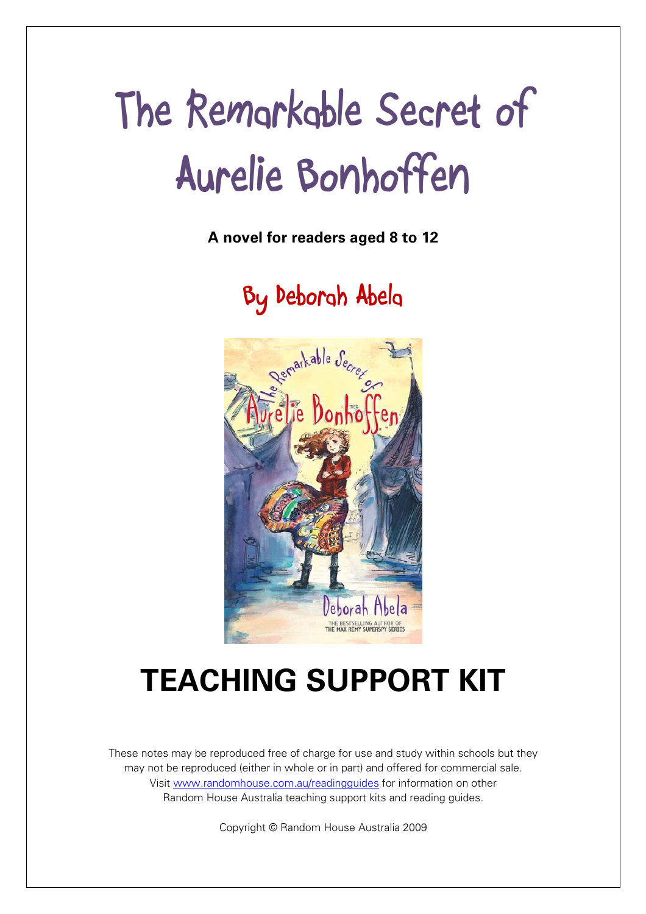# The Remarkable Secret of Aurelie Bonhoffen

**A novel for readers aged 8 to 12**

## By Deborah Abela

# TEACHING SUPPORT KIT

These notes may be reproduced free of charge for use and study within schools but they may not be reproduced (either in whole or in part) and offered for commercial sale. Visit www.randomhouse.com.au/readingguides for information on other Random House Australia teaching support kits and reading guides.

Copyright © Random House Australia 2009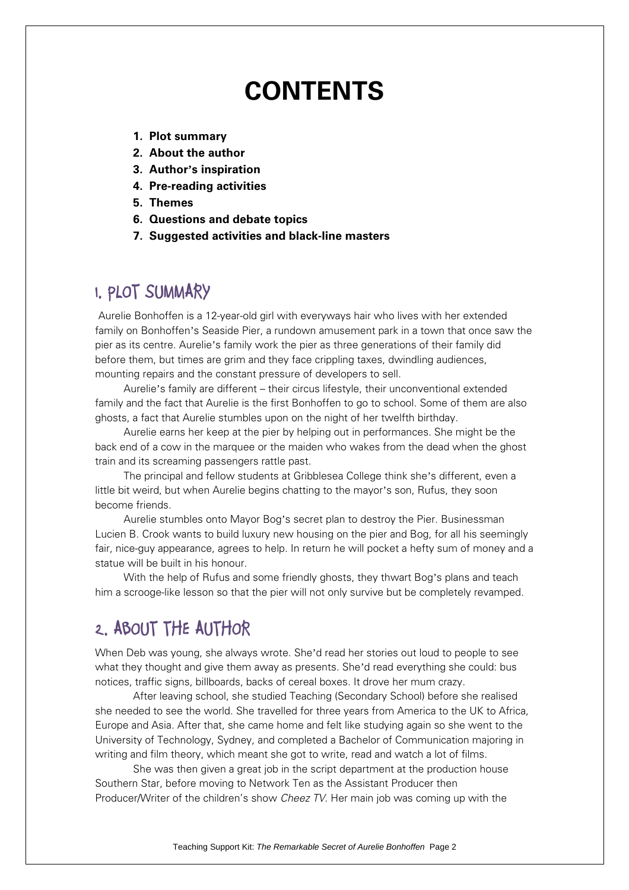# CONTENTS

1. **Plot summary**
2. **About the author**
3. **Author's inspiration**
4. **Pre-reading activities**
5. **Themes**
6. **Questions and debate topics**
7. **Suggested activities and black-line masters**

## 1. PLOT SUMMARY

Aurelie Bonhoffen is a 12-year-old girl with everyways hair who lives with her extended family on Bonhoffen's Seaside Pier, a rundown amusement park in a town that once saw the pier as its centre. Aurelie's family work the pier as three generations of their family did before them, but times are grim and they face crippling taxes, dwindling audiences, mounting repairs and the constant pressure of developers to sell.

Aurelie's family are different – their circus lifestyle, their unconventional extended family and the fact that Aurelie is the first Bonhoffen to go to school. Some of them are also ghosts, a fact that Aurelie stumbles upon on the night of her twelfth birthday.

Aurelie earns her keep at the pier by helping out in performances. She might be the back end of a cow in the marquee or the maiden who wakes from the dead when the ghost train and its screaming passengers rattle past.

The principal and fellow students at Gribblesea College think she's different, even a little bit weird, but when Aurelie begins chatting to the mayor's son, Rufus, they soon become friends.

Aurelie stumbles onto Mayor Bog's secret plan to destroy the Pier. Businessman Lucien B. Crook wants to build luxury new housing on the pier and Bog, for all his seemingly fair, nice-guy appearance, agrees to help. In return he will pocket a hefty sum of money and a statue will be built in his honour.

With the help of Rufus and some friendly ghosts, they thwart Bog's plans and teach him a scrooge-like lesson so that the pier will not only survive but be completely revamped.

## 2. ABOUT THE AUTHOR

When Deb was young, she always wrote. She'd read her stories out loud to people to see what they thought and give them away as presents. She'd read everything she could: bus notices, traffic signs, billboards, backs of cereal boxes. It drove her mum crazy.

After leaving school, she studied Teaching (Secondary School) before she realised she needed to see the world. She travelled for three years from America to the UK to Africa, Europe and Asia. After that, she came home and felt like studying again so she went to the University of Technology, Sydney, and completed a Bachelor of Communication majoring in writing and film theory, which meant she got to write, read and watch a lot of films.

She was then given a great job in the script department at the production house Southern Star, before moving to Network Ten as the Assistant Producer then Producer/Writer of the children's show *Cheez TV*. Her main job was coming up with the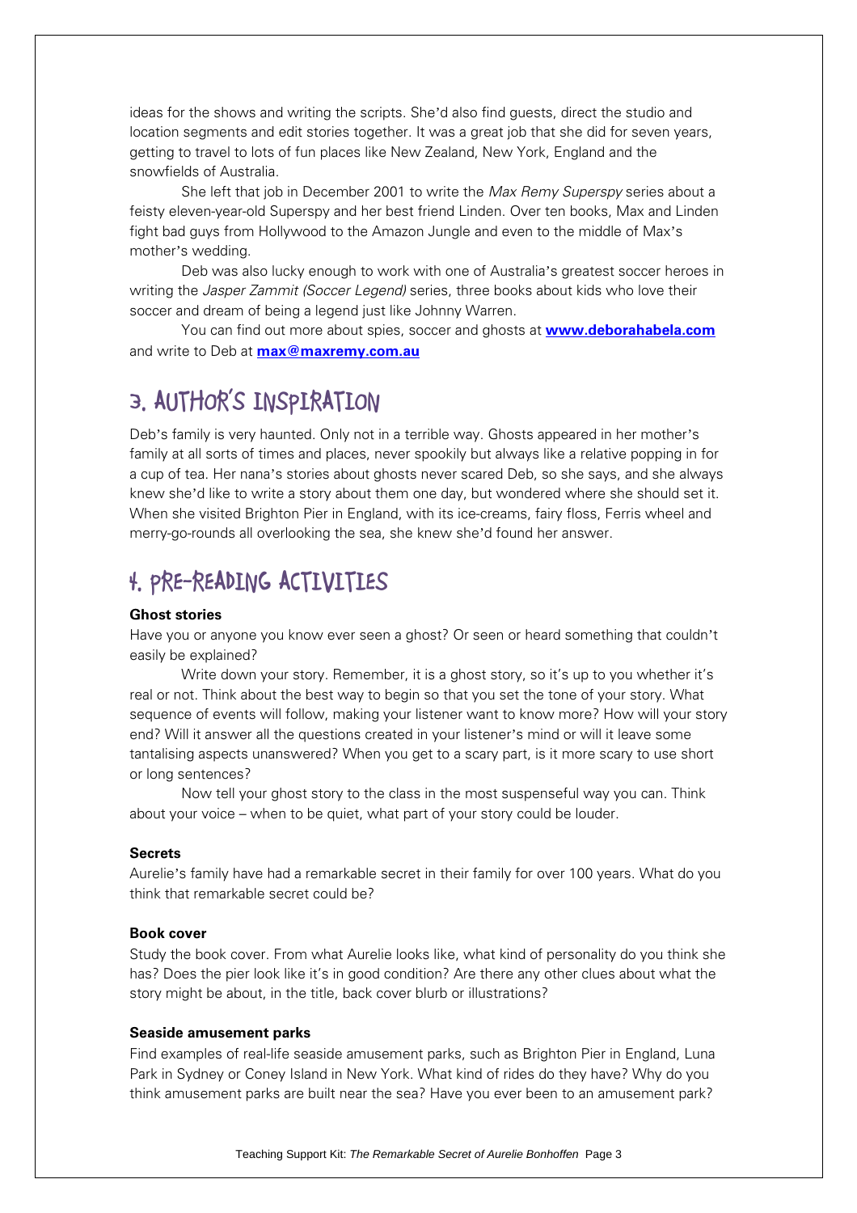ideas for the shows and writing the scripts. She'd also find guests, direct the studio and location segments and edit stories together. It was a great job that she did for seven years, getting to travel to lots of fun places like New Zealand, New York, England and the snowfields of Australia.

She left that job in December 2001 to write the *Max Remy Superspy* series about a feisty eleven-year-old Superspy and her best friend Linden. Over ten books, Max and Linden fight bad guys from Hollywood to the Amazon Jungle and even to the middle of Max's mother's wedding.

Deb was also lucky enough to work with one of Australia's greatest soccer heroes in writing the *Jasper Zammit (Soccer Legend)* series, three books about kids who love their soccer and dream of being a legend just like Johnny Warren.

You can find out more about spies, soccer and ghosts at **www.deborahabela.com** and write to Deb at **max@maxremy.com.au**

## 3. AUTHOR'S INSPIRATION

Deb's family is very haunted. Only not in a terrible way. Ghosts appeared in her mother's family at all sorts of times and places, never spookily but always like a relative popping in for a cup of tea. Her nana's stories about ghosts never scared Deb, so she says, and she always knew she'd like to write a story about them one day, but wondered where she should set it. When she visited Brighton Pier in England, with its ice-creams, fairy floss, Ferris wheel and merry-go-rounds all overlooking the sea, she knew she'd found her answer.

## 4. PRE-READING ACTIVITIES

**Ghost stories**

Have you or anyone you know ever seen a ghost? Or seen or heard something that couldn't easily be explained?

Write down your story. Remember, it is a ghost story, so it's up to you whether it's real or not. Think about the best way to begin so that you set the tone of your story. What sequence of events will follow, making your listener want to know more? How will your story end? Will it answer all the questions created in your listener's mind or will it leave some tantalising aspects unanswered? When you get to a scary part, is it more scary to use short or long sentences?

Now tell your ghost story to the class in the most suspenseful way you can. Think about your voice – when to be quiet, what part of your story could be louder.

**Secrets**

Aurelie's family have had a remarkable secret in their family for over 100 years. What do you think that remarkable secret could be?

**Book cover**

Study the book cover. From what Aurelie looks like, what kind of personality do you think she has? Does the pier look like it's in good condition? Are there any other clues about what the story might be about, in the title, back cover blurb or illustrations?

**Seaside amusement parks**

Find examples of real-life seaside amusement parks, such as Brighton Pier in England, Luna Park in Sydney or Coney Island in New York. What kind of rides do they have? Why do you think amusement parks are built near the sea? Have you ever been to an amusement park?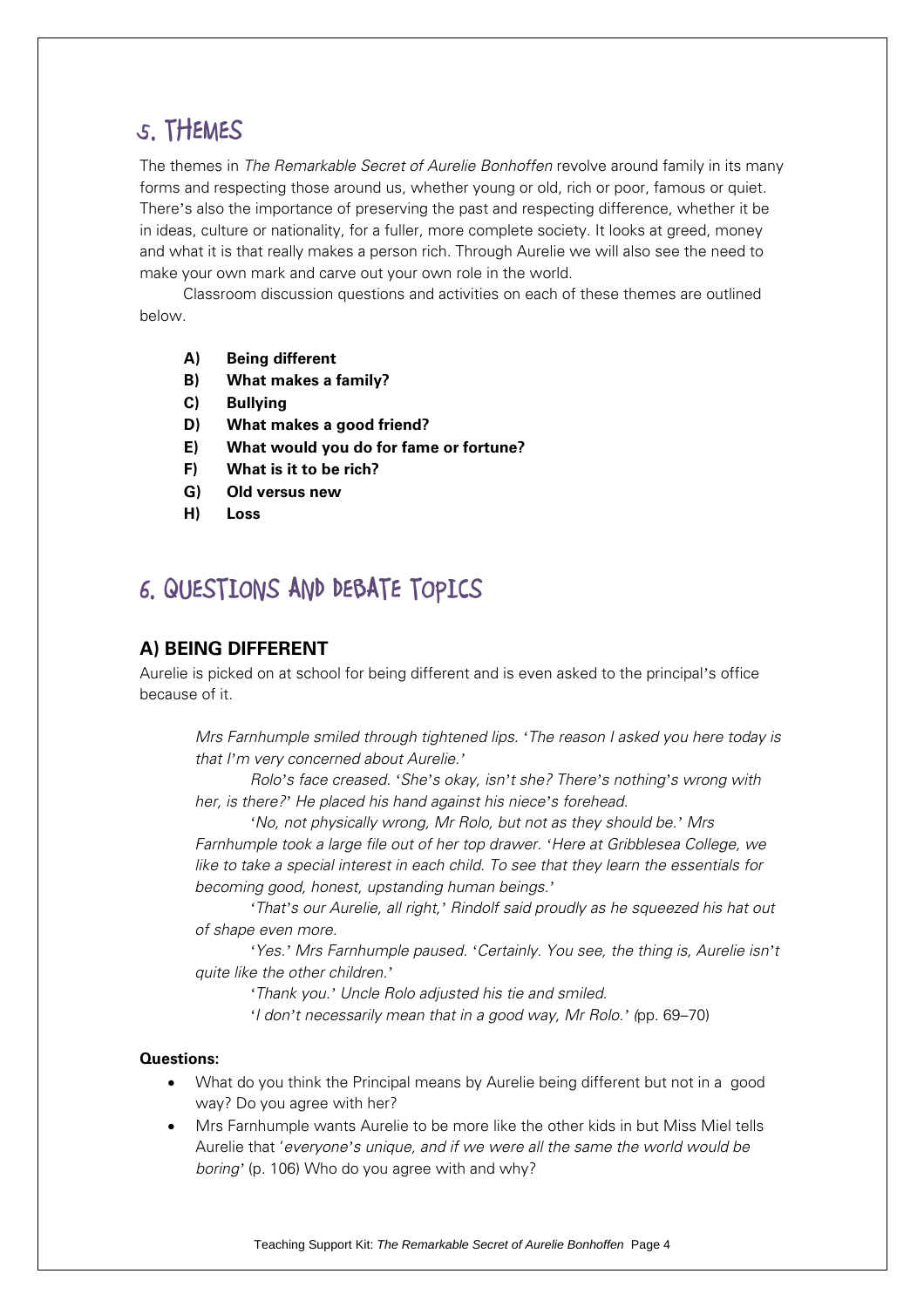## 5. THEMES

The themes in *The Remarkable Secret of Aurelie Bonhoffen* revolve around family in its many forms and respecting those around us, whether young or old, rich or poor, famous or quiet. There's also the importance of preserving the past and respecting difference, whether it be in ideas, culture or nationality, for a fuller, more complete society. It looks at greed, money and what it is that really makes a person rich. Through Aurelie we will also see the need to make your own mark and carve out your own role in the world.

Classroom discussion questions and activities on each of these themes are outlined below.

- **A) Being different**
- **B) What makes a family?**
- **C) Bullying**
- **D) What makes a good friend?**
- **E) What would you do for fame or fortune?**
- **F) What is it to be rich?**
- **G) Old versus new**
- **H) Loss**

## 6. QUESTIONS AND DEBATE TOPICS

### A) BEING DIFFERENT

Aurelie is picked on at school for being different and is even asked to the principal's office because of it.

> *Mrs Farnhumple smiled through tightened lips. 'The reason I asked you here today is that I'm very concerned about Aurelie.'*
>
> *Rolo's face creased. 'She's okay, isn't she? There's nothing's wrong with her, is there?' He placed his hand against his niece's forehead.*
>
> *'No, not physically wrong, Mr Rolo, but not as they should be.' Mrs Farnhumple took a large file out of her top drawer. 'Here at Gribblesea College, we like to take a special interest in each child. To see that they learn the essentials for becoming good, honest, upstanding human beings.'*
>
> *'That's our Aurelie, all right,' Rindolf said proudly as he squeezed his hat out of shape even more.*
>
> *'Yes.' Mrs Farnhumple paused. 'Certainly. You see, the thing is, Aurelie isn't quite like the other children.'*
>
> *'Thank you.' Uncle Rolo adjusted his tie and smiled.*
>
> *'I don't necessarily mean that in a good way, Mr Rolo.'* (pp. 69–70)

**Questions:**

- What do you think the Principal means by Aurelie being different but not in a good way? Do you agree with her?
- Mrs Farnhumple wants Aurelie to be more like the other kids in but Miss Miel tells Aurelie that '*everyone's unique, and if we were all the same the world would be boring*' (p. 106) Who do you agree with and why?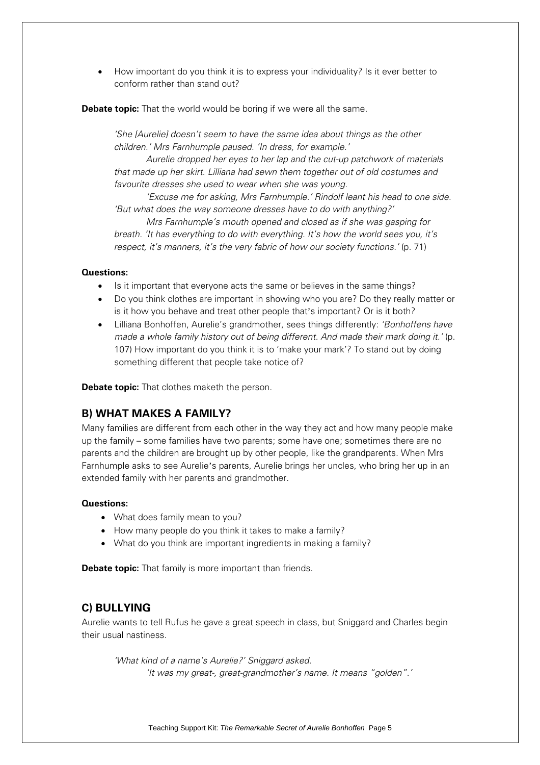- How important do you think it is to express your individuality? Is it ever better to conform rather than stand out?

**Debate topic:** That the world would be boring if we were all the same.

> *'She [Aurelie] doesn't seem to have the same idea about things as the other children.' Mrs Farnhumple paused. 'In dress, for example.'*
>
> *Aurelie dropped her eyes to her lap and the cut-up patchwork of materials that made up her skirt. Lilliana had sewn them together out of old costumes and favourite dresses she used to wear when she was young.*
>
> *'Excuse me for asking, Mrs Farnhumple.' Rindolf leant his head to one side. 'But what does the way someone dresses have to do with anything?'*
>
> *Mrs Farnhumple's mouth opened and closed as if she was gasping for breath. 'It has everything to do with everything. It's how the world sees you, it's respect, it's manners, it's the very fabric of how our society functions.'* (p. 71)

**Questions:**

- Is it important that everyone acts the same or believes in the same things?
- Do you think clothes are important in showing who you are? Do they really matter or is it how you behave and treat other people that's important? Or is it both?
- Lilliana Bonhoffen, Aurelie's grandmother, sees things differently: *'Bonhoffens have made a whole family history out of being different. And made their mark doing it.'* (p. 107) How important do you think it is to 'make your mark'? To stand out by doing something different that people take notice of?

**Debate topic:** That clothes maketh the person.

## B) WHAT MAKES A FAMILY?

Many families are different from each other in the way they act and how many people make up the family – some families have two parents; some have one; sometimes there are no parents and the children are brought up by other people, like the grandparents. When Mrs Farnhumple asks to see Aurelie's parents, Aurelie brings her uncles, who bring her up in an extended family with her parents and grandmother.

**Questions:**

- What does family mean to you?
- How many people do you think it takes to make a family?
- What do you think are important ingredients in making a family?

**Debate topic:** That family is more important than friends.

## C) BULLYING

Aurelie wants to tell Rufus he gave a great speech in class, but Sniggard and Charles begin their usual nastiness.

> *'What kind of a name's Aurelie?' Sniggard asked.*
>
> *'It was my great-, great-grandmother's name. It means "golden".'*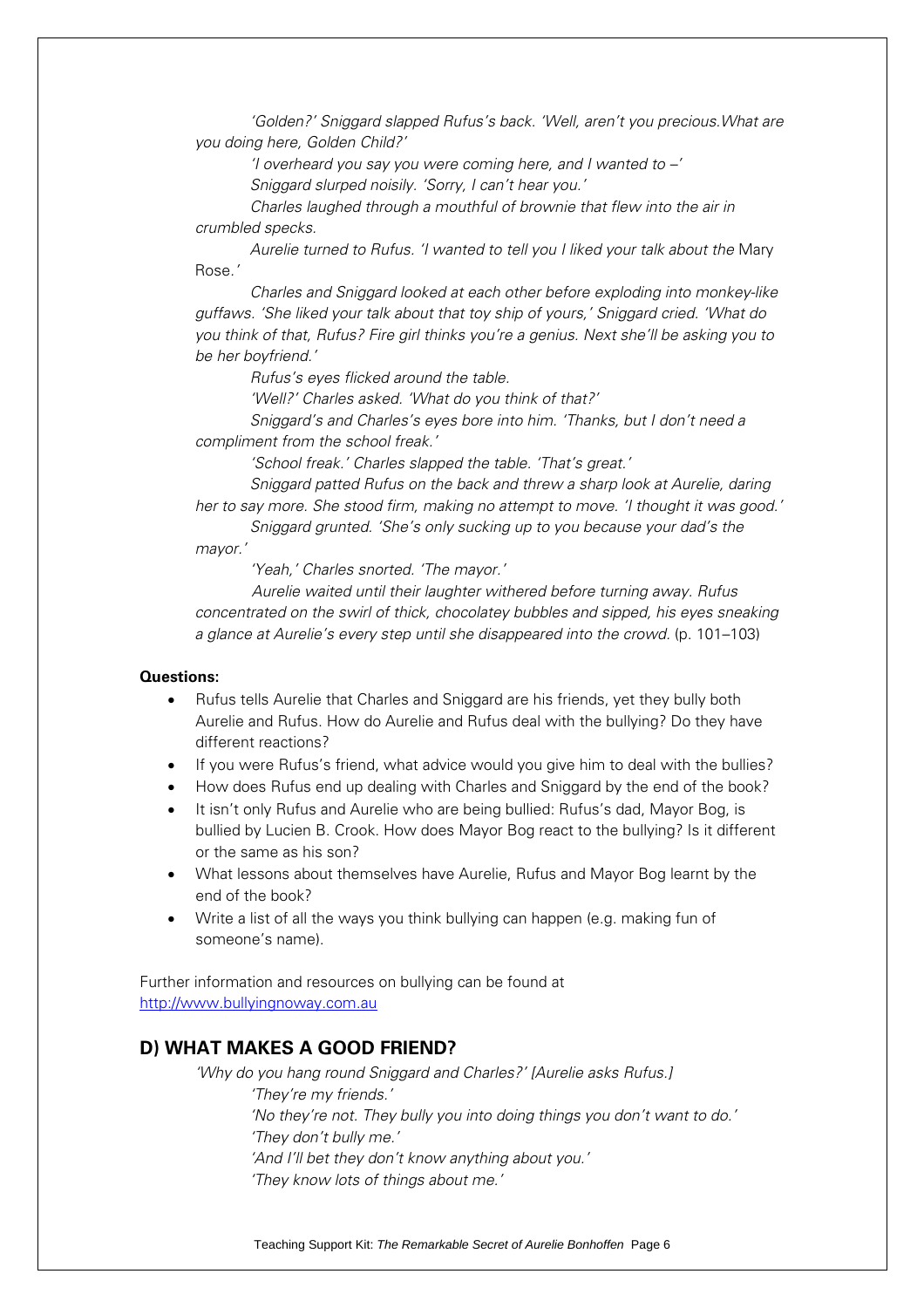*'Golden?' Sniggard slapped Rufus's back. 'Well, aren't you precious.What are you doing here, Golden Child?'*

*'I overheard you say you were coming here, and I wanted to –'*

*Sniggard slurped noisily. 'Sorry, I can't hear you.'*

*Charles laughed through a mouthful of brownie that flew into the air in crumbled specks.*

*Aurelie turned to Rufus. 'I wanted to tell you I liked your talk about the* Mary Rose.*'*

*Charles and Sniggard looked at each other before exploding into monkey-like guffaws. 'She liked your talk about that toy ship of yours,' Sniggard cried. 'What do you think of that, Rufus? Fire girl thinks you're a genius. Next she'll be asking you to be her boyfriend.'*

*Rufus's eyes flicked around the table.*

*'Well?' Charles asked. 'What do you think of that?'*

*Sniggard's and Charles's eyes bore into him. 'Thanks, but I don't need a compliment from the school freak.'*

*'School freak.' Charles slapped the table. 'That's great.'*

*Sniggard patted Rufus on the back and threw a sharp look at Aurelie, daring her to say more. She stood firm, making no attempt to move. 'I thought it was good.'*

*Sniggard grunted. 'She's only sucking up to you because your dad's the mayor.'*

*'Yeah,' Charles snorted. 'The mayor.'*

*Aurelie waited until their laughter withered before turning away. Rufus concentrated on the swirl of thick, chocolatey bubbles and sipped, his eyes sneaking a glance at Aurelie's every step until she disappeared into the crowd.* (p. 101–103)

**Questions:**

- Rufus tells Aurelie that Charles and Sniggard are his friends, yet they bully both Aurelie and Rufus. How do Aurelie and Rufus deal with the bullying? Do they have different reactions?
- If you were Rufus's friend, what advice would you give him to deal with the bullies?
- How does Rufus end up dealing with Charles and Sniggard by the end of the book?
- It isn't only Rufus and Aurelie who are being bullied: Rufus's dad, Mayor Bog, is bullied by Lucien B. Crook. How does Mayor Bog react to the bullying? Is it different or the same as his son?
- What lessons about themselves have Aurelie, Rufus and Mayor Bog learnt by the end of the book?
- Write a list of all the ways you think bullying can happen (e.g. making fun of someone's name).

Further information and resources on bullying can be found at [http://www.bullyingnoway.com.au](http://www.bullyingnoway.com.au)

## D) WHAT MAKES A GOOD FRIEND?

*'Why do you hang round Sniggard and Charles?' [Aurelie asks Rufus.]*

*'They're my friends.'*

*'No they're not. They bully you into doing things you don't want to do.'*

*'They don't bully me.'*

*'And I'll bet they don't know anything about you.'*

*'They know lots of things about me.'*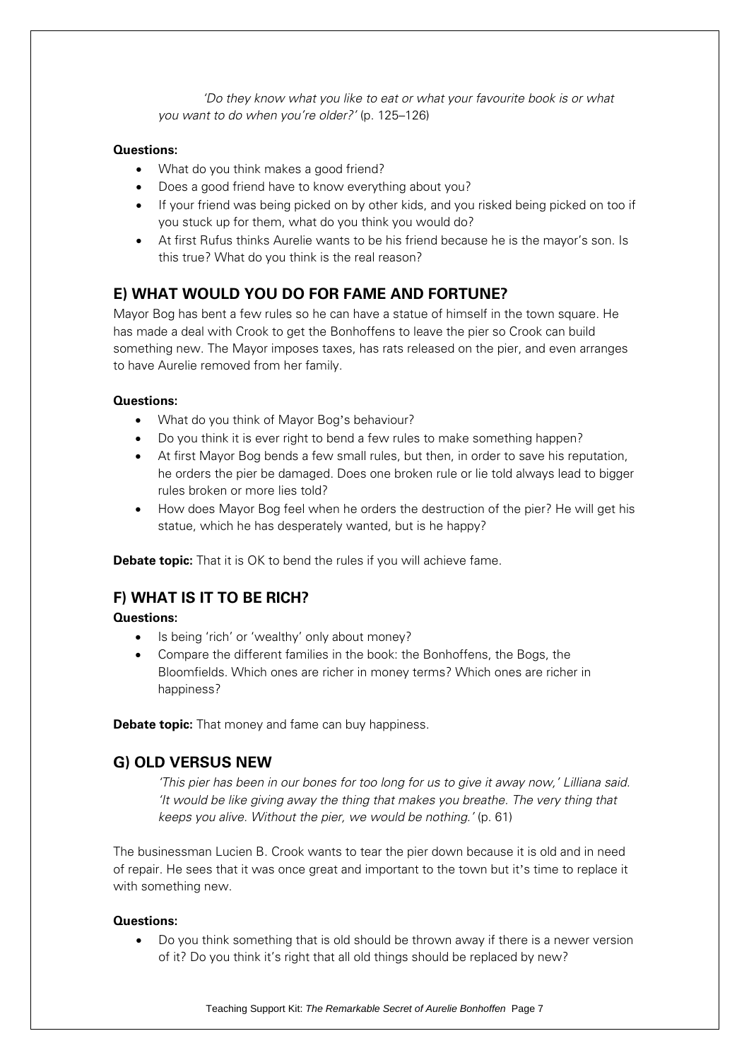*'Do they know what you like to eat or what your favourite book is or what you want to do when you're older?'* (p. 125–126)

**Questions:**

- What do you think makes a good friend?
- Does a good friend have to know everything about you?
- If your friend was being picked on by other kids, and you risked being picked on too if you stuck up for them, what do you think you would do?
- At first Rufus thinks Aurelie wants to be his friend because he is the mayor's son. Is this true? What do you think is the real reason?

## E) WHAT WOULD YOU DO FOR FAME AND FORTUNE?

Mayor Bog has bent a few rules so he can have a statue of himself in the town square. He has made a deal with Crook to get the Bonhoffens to leave the pier so Crook can build something new. The Mayor imposes taxes, has rats released on the pier, and even arranges to have Aurelie removed from her family.

**Questions:**

- What do you think of Mayor Bog's behaviour?
- Do you think it is ever right to bend a few rules to make something happen?
- At first Mayor Bog bends a few small rules, but then, in order to save his reputation, he orders the pier be damaged. Does one broken rule or lie told always lead to bigger rules broken or more lies told?
- How does Mayor Bog feel when he orders the destruction of the pier? He will get his statue, which he has desperately wanted, but is he happy?

**Debate topic:** That it is OK to bend the rules if you will achieve fame.

## F) WHAT IS IT TO BE RICH?

**Questions:**

- Is being 'rich' or 'wealthy' only about money?
- Compare the different families in the book: the Bonhoffens, the Bogs, the Bloomfields. Which ones are richer in money terms? Which ones are richer in happiness?

**Debate topic:** That money and fame can buy happiness.

## G) OLD VERSUS NEW

*'This pier has been in our bones for too long for us to give it away now,' Lilliana said. 'It would be like giving away the thing that makes you breathe. The very thing that keeps you alive. Without the pier, we would be nothing.'* (p. 61)

The businessman Lucien B. Crook wants to tear the pier down because it is old and in need of repair. He sees that it was once great and important to the town but it's time to replace it with something new.

**Questions:**

- Do you think something that is old should be thrown away if there is a newer version of it? Do you think it's right that all old things should be replaced by new?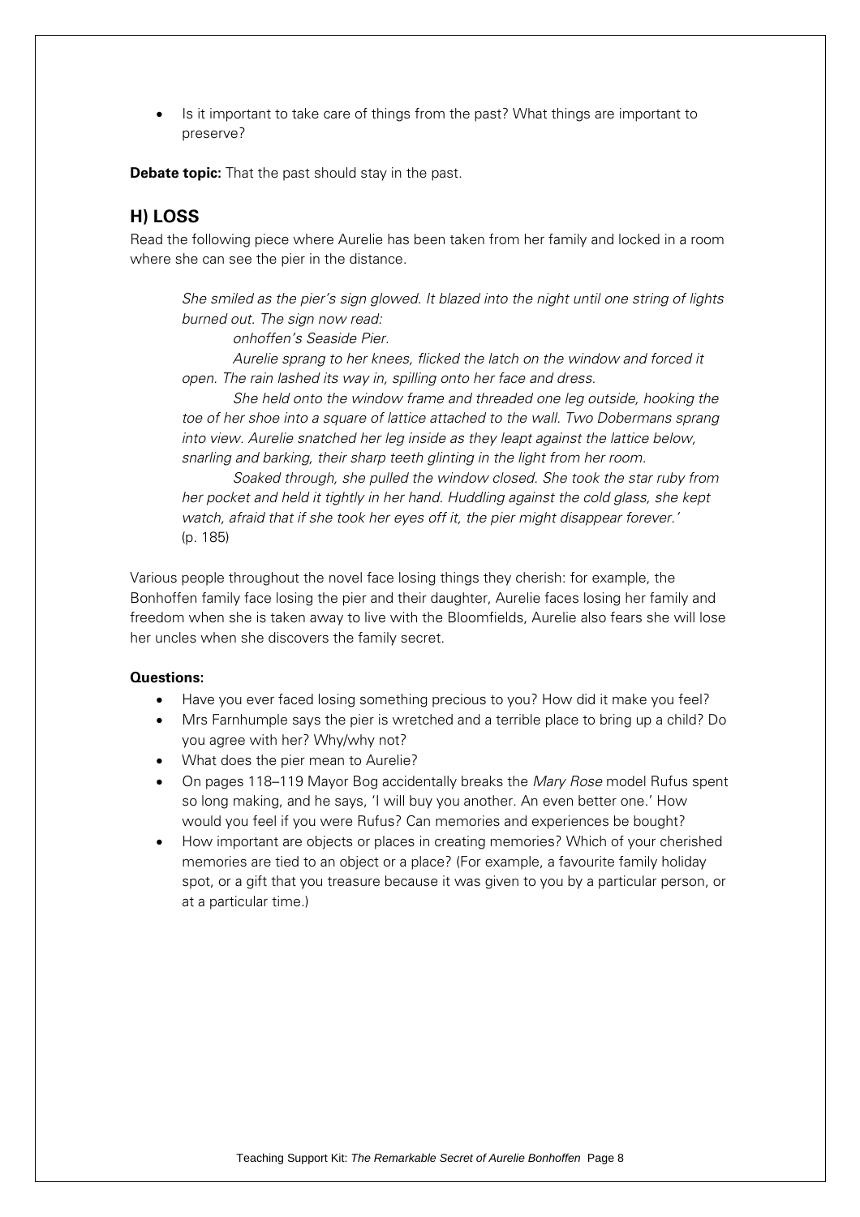- Is it important to take care of things from the past? What things are important to preserve?

**Debate topic:** That the past should stay in the past.

## H) LOSS

Read the following piece where Aurelie has been taken from her family and locked in a room where she can see the pier in the distance.

> *She smiled as the pier's sign glowed. It blazed into the night until one string of lights burned out. The sign now read:*
>
> *onhoffen's Seaside Pier.*
>
> *Aurelie sprang to her knees, flicked the latch on the window and forced it open. The rain lashed its way in, spilling onto her face and dress.*
>
> *She held onto the window frame and threaded one leg outside, hooking the toe of her shoe into a square of lattice attached to the wall. Two Dobermans sprang into view. Aurelie snatched her leg inside as they leapt against the lattice below, snarling and barking, their sharp teeth glinting in the light from her room.*
>
> *Soaked through, she pulled the window closed. She took the star ruby from her pocket and held it tightly in her hand. Huddling against the cold glass, she kept watch, afraid that if she took her eyes off it, the pier might disappear forever.'*
> (p. 185)

Various people throughout the novel face losing things they cherish: for example, the Bonhoffen family face losing the pier and their daughter, Aurelie faces losing her family and freedom when she is taken away to live with the Bloomfields, Aurelie also fears she will lose her uncles when she discovers the family secret.

**Questions:**

- Have you ever faced losing something precious to you? How did it make you feel?
- Mrs Farnhumple says the pier is wretched and a terrible place to bring up a child? Do you agree with her? Why/why not?
- What does the pier mean to Aurelie?
- On pages 118–119 Mayor Bog accidentally breaks the *Mary Rose* model Rufus spent so long making, and he says, 'I will buy you another. An even better one.' How would you feel if you were Rufus? Can memories and experiences be bought?
- How important are objects or places in creating memories? Which of your cherished memories are tied to an object or a place? (For example, a favourite family holiday spot, or a gift that you treasure because it was given to you by a particular person, or at a particular time.)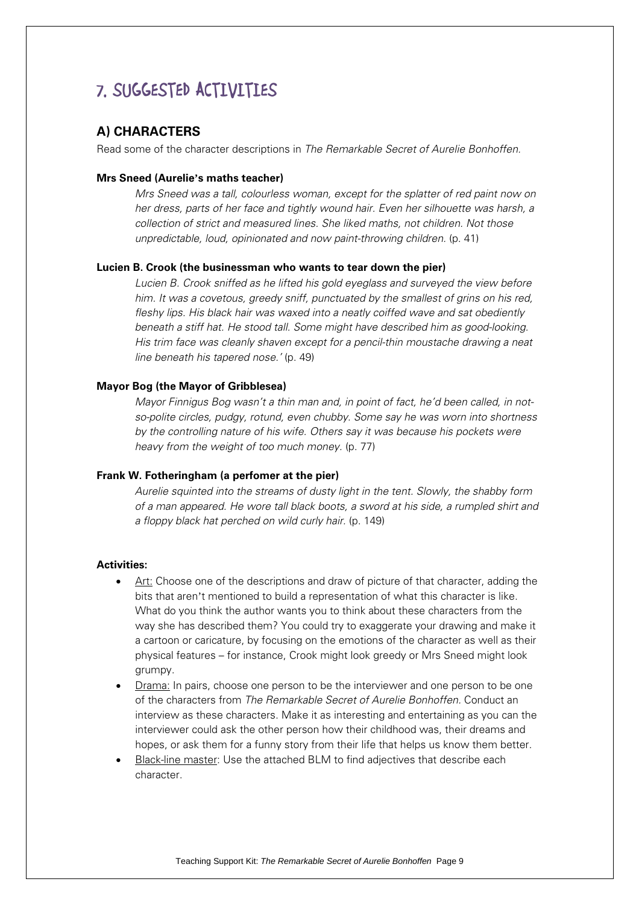# 7. SUGGESTED ACTIVITIES

## A) CHARACTERS

Read some of the character descriptions in *The Remarkable Secret of Aurelie Bonhoffen.*

**Mrs Sneed (Aurelie's maths teacher)**

> *Mrs Sneed was a tall, colourless woman, except for the splatter of red paint now on her dress, parts of her face and tightly wound hair. Even her silhouette was harsh, a collection of strict and measured lines. She liked maths, not children. Not those unpredictable, loud, opinionated and now paint-throwing children.* (p. 41)

**Lucien B. Crook (the businessman who wants to tear down the pier)**

> *Lucien B. Crook sniffed as he lifted his gold eyeglass and surveyed the view before him. It was a covetous, greedy sniff, punctuated by the smallest of grins on his red, fleshy lips. His black hair was waxed into a neatly coiffed wave and sat obediently beneath a stiff hat. He stood tall. Some might have described him as good-looking. His trim face was cleanly shaven except for a pencil-thin moustache drawing a neat line beneath his tapered nose.'* (p. 49)

**Mayor Bog (the Mayor of Gribblesea)**

> *Mayor Finnigus Bog wasn't a thin man and, in point of fact, he'd been called, in not-so-polite circles, pudgy, rotund, even chubby. Some say he was worn into shortness by the controlling nature of his wife. Others say it was because his pockets were heavy from the weight of too much money.* (p. 77)

**Frank W. Fotheringham (a perfomer at the pier)**

> *Aurelie squinted into the streams of dusty light in the tent. Slowly, the shabby form of a man appeared. He wore tall black boots, a sword at his side, a rumpled shirt and a floppy black hat perched on wild curly hair.* (p. 149)

**Activities:**

- Art: Choose one of the descriptions and draw of picture of that character, adding the bits that aren't mentioned to build a representation of what this character is like. What do you think the author wants you to think about these characters from the way she has described them? You could try to exaggerate your drawing and make it a cartoon or caricature, by focusing on the emotions of the character as well as their physical features – for instance, Crook might look greedy or Mrs Sneed might look grumpy.
- Drama: In pairs, choose one person to be the interviewer and one person to be one of the characters from *The Remarkable Secret of Aurelie Bonhoffen.* Conduct an interview as these characters. Make it as interesting and entertaining as you can the interviewer could ask the other person how their childhood was, their dreams and hopes, or ask them for a funny story from their life that helps us know them better.
- Black-line master: Use the attached BLM to find adjectives that describe each character.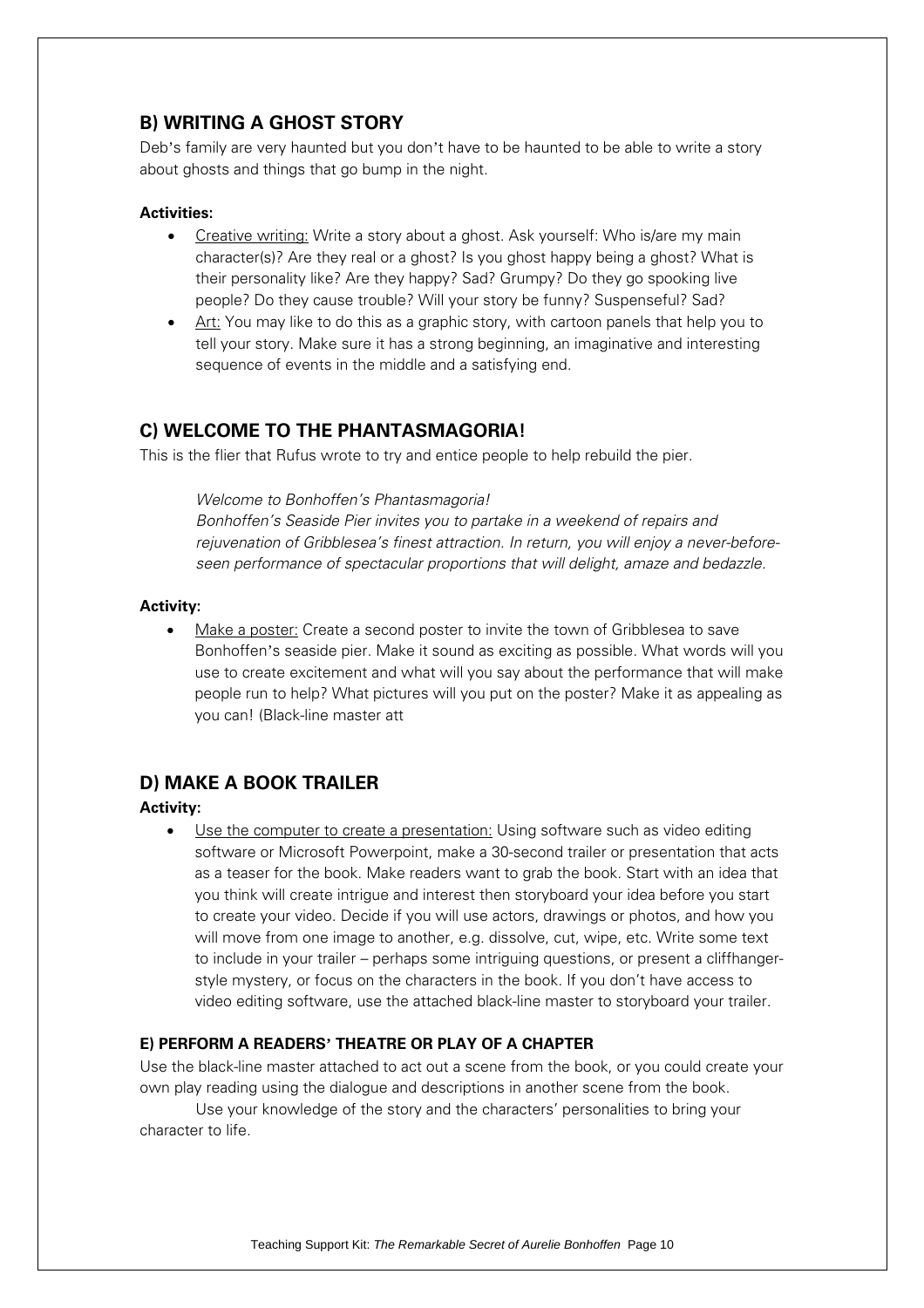## B) WRITING A GHOST STORY

Deb's family are very haunted but you don't have to be haunted to be able to write a story about ghosts and things that go bump in the night.

**Activities:**

- Creative writing: Write a story about a ghost. Ask yourself: Who is/are my main character(s)? Are they real or a ghost? Is you ghost happy being a ghost? What is their personality like? Are they happy? Sad? Grumpy? Do they go spooking live people? Do they cause trouble? Will your story be funny? Suspenseful? Sad?
- Art: You may like to do this as a graphic story, with cartoon panels that help you to tell your story. Make sure it has a strong beginning, an imaginative and interesting sequence of events in the middle and a satisfying end.

## C) WELCOME TO THE PHANTASMAGORIA!

This is the flier that Rufus wrote to try and entice people to help rebuild the pier.

> *Welcome to Bonhoffen's Phantasmagoria!*
> *Bonhoffen's Seaside Pier invites you to partake in a weekend of repairs and rejuvenation of Gribblesea's finest attraction. In return, you will enjoy a never-before-seen performance of spectacular proportions that will delight, amaze and bedazzle.*

**Activity:**

- Make a poster: Create a second poster to invite the town of Gribblesea to save Bonhoffen's seaside pier. Make it sound as exciting as possible. What words will you use to create excitement and what will you say about the performance that will make people run to help? What pictures will you put on the poster? Make it as appealing as you can! (Black-line master att

## D) MAKE A BOOK TRAILER

**Activity:**

- Use the computer to create a presentation: Using software such as video editing software or Microsoft Powerpoint, make a 30-second trailer or presentation that acts as a teaser for the book. Make readers want to grab the book. Start with an idea that you think will create intrigue and interest then storyboard your idea before you start to create your video. Decide if you will use actors, drawings or photos, and how you will move from one image to another, e.g. dissolve, cut, wipe, etc. Write some text to include in your trailer – perhaps some intriguing questions, or present a cliffhanger-style mystery, or focus on the characters in the book. If you don't have access to video editing software, use the attached black-line master to storyboard your trailer.

### E) PERFORM A READERS' THEATRE OR PLAY OF A CHAPTER

Use the black-line master attached to act out a scene from the book, or you could create your own play reading using the dialogue and descriptions in another scene from the book.

Use your knowledge of the story and the characters' personalities to bring your character to life.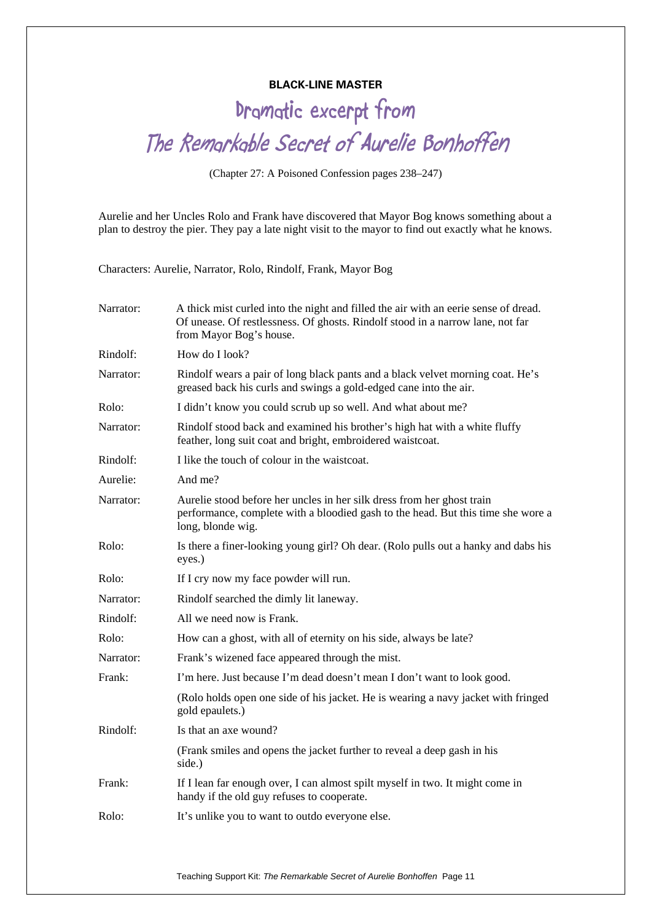**BLACK-LINE MASTER**

# Dramatic excerpt from *The Remarkable Secret of Aurelie Bonhoffen*

(Chapter 27: A Poisoned Confession pages 238–247)

Aurelie and her Uncles Rolo and Frank have discovered that Mayor Bog knows something about a plan to destroy the pier. They pay a late night visit to the mayor to find out exactly what he knows.

Characters: Aurelie, Narrator, Rolo, Rindolf, Frank, Mayor Bog

Narrator: A thick mist curled into the night and filled the air with an eerie sense of dread. Of unease. Of restlessness. Of ghosts. Rindolf stood in a narrow lane, not far from Mayor Bog's house.

Rindolf: How do I look?

Narrator: Rindolf wears a pair of long black pants and a black velvet morning coat. He's greased back his curls and swings a gold-edged cane into the air.

Rolo: I didn't know you could scrub up so well. And what about me?

Narrator: Rindolf stood back and examined his brother's high hat with a white fluffy feather, long suit coat and bright, embroidered waistcoat.

Rindolf: I like the touch of colour in the waistcoat.

Aurelie: And me?

Narrator: Aurelie stood before her uncles in her silk dress from her ghost train performance, complete with a bloodied gash to the head. But this time she wore a long, blonde wig.

Rolo: Is there a finer-looking young girl? Oh dear. (Rolo pulls out a hanky and dabs his eyes.)

Rolo: If I cry now my face powder will run.

Narrator: Rindolf searched the dimly lit laneway.

Rindolf: All we need now is Frank.

Rolo: How can a ghost, with all of eternity on his side, always be late?

Narrator: Frank's wizened face appeared through the mist.

Frank: I'm here. Just because I'm dead doesn't mean I don't want to look good.

(Rolo holds open one side of his jacket. He is wearing a navy jacket with fringed gold epaulets.)

Rindolf: Is that an axe wound?

(Frank smiles and opens the jacket further to reveal a deep gash in his side.)

Frank: If I lean far enough over, I can almost spilt myself in two. It might come in handy if the old guy refuses to cooperate.

Rolo: It's unlike you to want to outdo everyone else.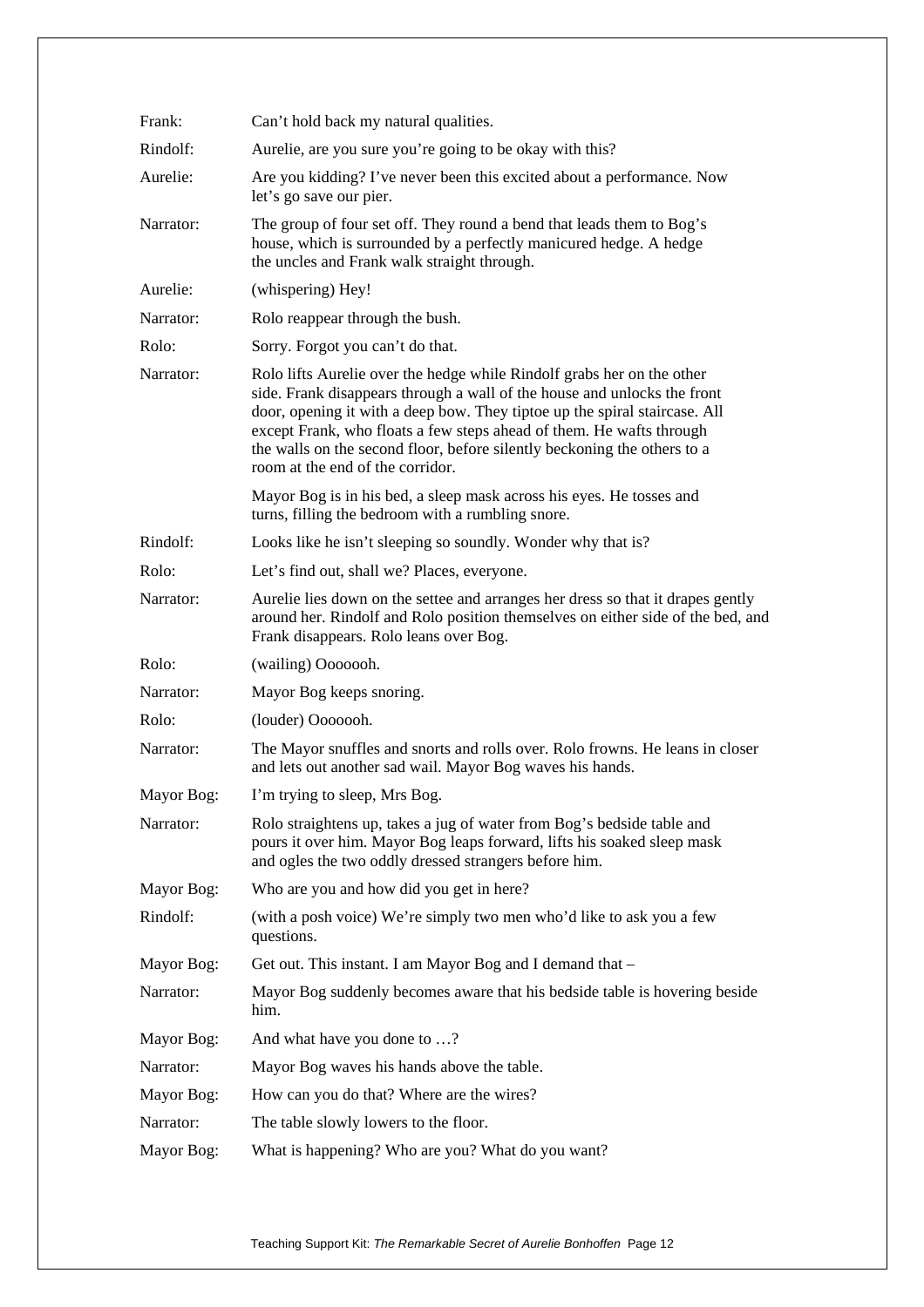| | |
|---|---|
| Frank: | Can't hold back my natural qualities. |
| Rindolf: | Aurelie, are you sure you're going to be okay with this? |
| Aurelie: | Are you kidding? I've never been this excited about a performance. Now let's go save our pier. |
| Narrator: | The group of four set off. They round a bend that leads them to Bog's house, which is surrounded by a perfectly manicured hedge. A hedge the uncles and Frank walk straight through. |
| Aurelie: | (whispering) Hey! |
| Narrator: | Rolo reappear through the bush. |
| Rolo: | Sorry. Forgot you can't do that. |
| Narrator: | Rolo lifts Aurelie over the hedge while Rindolf grabs her on the other side. Frank disappears through a wall of the house and unlocks the front door, opening it with a deep bow. They tiptoe up the spiral staircase. All except Frank, who floats a few steps ahead of them. He wafts through the walls on the second floor, before silently beckoning the others to a room at the end of the corridor.<br><br>Mayor Bog is in his bed, a sleep mask across his eyes. He tosses and turns, filling the bedroom with a rumbling snore. |
| Rindolf: | Looks like he isn't sleeping so soundly. Wonder why that is? |
| Rolo: | Let's find out, shall we? Places, everyone. |
| Narrator: | Aurelie lies down on the settee and arranges her dress so that it drapes gently around her. Rindolf and Rolo position themselves on either side of the bed, and Frank disappears. Rolo leans over Bog. |
| Rolo: | (wailing) Ooooooh. |
| Narrator: | Mayor Bog keeps snoring. |
| Rolo: | (louder) Ooooooh. |
| Narrator: | The Mayor snuffles and snorts and rolls over. Rolo frowns. He leans in closer and lets out another sad wail. Mayor Bog waves his hands. |
| Mayor Bog: | I'm trying to sleep, Mrs Bog. |
| Narrator: | Rolo straightens up, takes a jug of water from Bog's bedside table and pours it over him. Mayor Bog leaps forward, lifts his soaked sleep mask and ogles the two oddly dressed strangers before him. |
| Mayor Bog: | Who are you and how did you get in here? |
| Rindolf: | (with a posh voice) We're simply two men who'd like to ask you a few questions. |
| Mayor Bog: | Get out. This instant. I am Mayor Bog and I demand that – |
| Narrator: | Mayor Bog suddenly becomes aware that his bedside table is hovering beside him. |
| Mayor Bog: | And what have you done to …? |
| Narrator: | Mayor Bog waves his hands above the table. |
| Mayor Bog: | How can you do that? Where are the wires? |
| Narrator: | The table slowly lowers to the floor. |
| Mayor Bog: | What is happening? Who are you? What do you want? |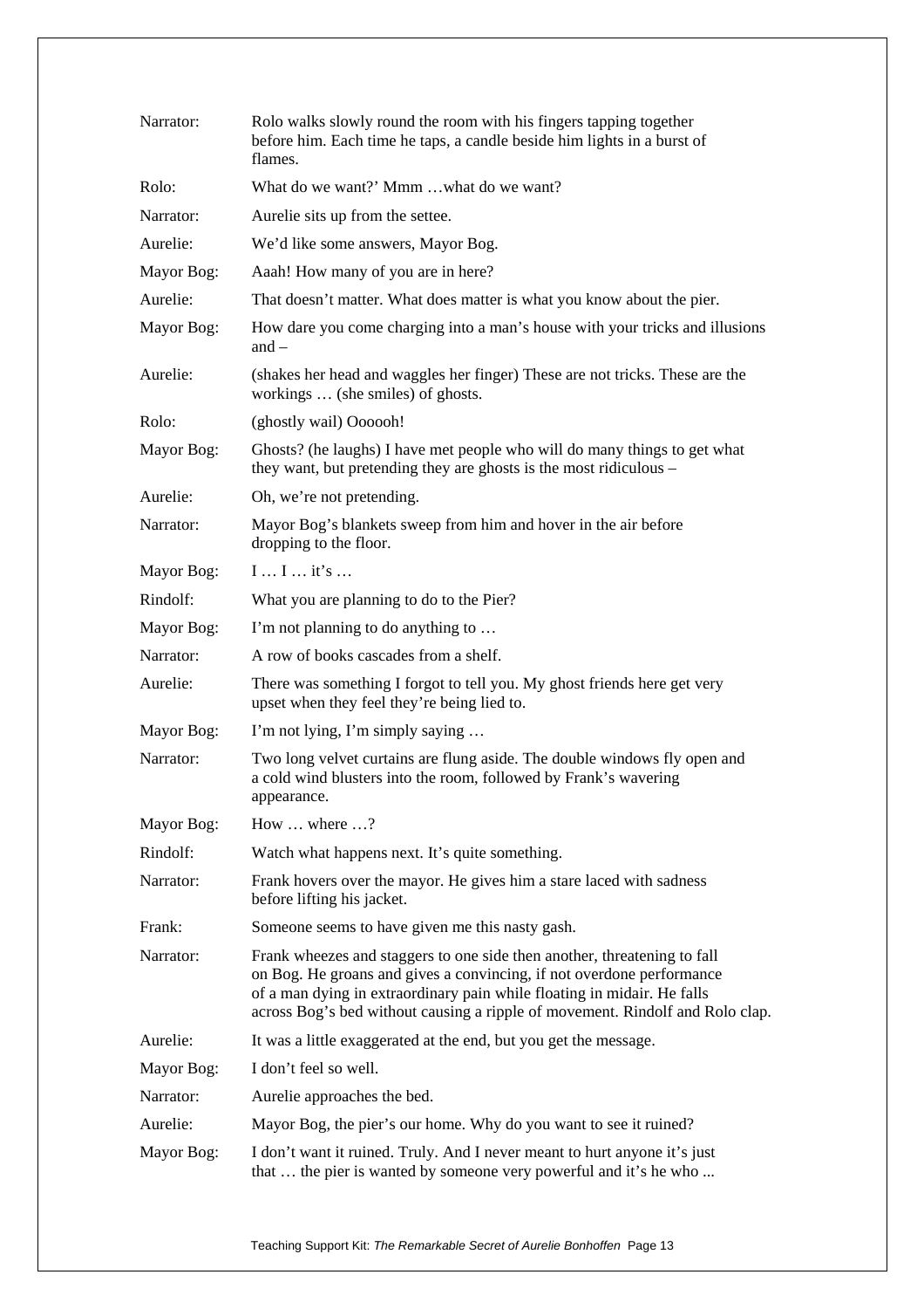Narrator: Rolo walks slowly round the room with his fingers tapping together before him. Each time he taps, a candle beside him lights in a burst of flames.

Rolo: What do we want?' Mmm …what do we want?

Narrator: Aurelie sits up from the settee.

Aurelie: We'd like some answers, Mayor Bog.

Mayor Bog: Aaah! How many of you are in here?

Aurelie: That doesn't matter. What does matter is what you know about the pier.

Mayor Bog: How dare you come charging into a man's house with your tricks and illusions and –

Aurelie: (shakes her head and waggles her finger) These are not tricks. These are the workings … (she smiles) of ghosts.

Rolo: (ghostly wail) Oooooh!

Mayor Bog: Ghosts? (he laughs) I have met people who will do many things to get what they want, but pretending they are ghosts is the most ridiculous –

Aurelie: Oh, we're not pretending.

Narrator: Mayor Bog's blankets sweep from him and hover in the air before dropping to the floor.

Mayor Bog: I … I … it's …

Rindolf: What you are planning to do to the Pier?

Mayor Bog: I'm not planning to do anything to …

Narrator: A row of books cascades from a shelf.

Aurelie: There was something I forgot to tell you. My ghost friends here get very upset when they feel they're being lied to.

Mayor Bog: I'm not lying, I'm simply saying …

Narrator: Two long velvet curtains are flung aside. The double windows fly open and a cold wind blusters into the room, followed by Frank's wavering appearance.

Mayor Bog: How … where …?

Rindolf: Watch what happens next. It's quite something.

Narrator: Frank hovers over the mayor. He gives him a stare laced with sadness before lifting his jacket.

Frank: Someone seems to have given me this nasty gash.

Narrator: Frank wheezes and staggers to one side then another, threatening to fall on Bog. He groans and gives a convincing, if not overdone performance of a man dying in extraordinary pain while floating in midair. He falls across Bog's bed without causing a ripple of movement. Rindolf and Rolo clap.

Aurelie: It was a little exaggerated at the end, but you get the message.

Mayor Bog: I don't feel so well.

Narrator: Aurelie approaches the bed.

Aurelie: Mayor Bog, the pier's our home. Why do you want to see it ruined?

Mayor Bog: I don't want it ruined. Truly. And I never meant to hurt anyone it's just that … the pier is wanted by someone very powerful and it's he who ...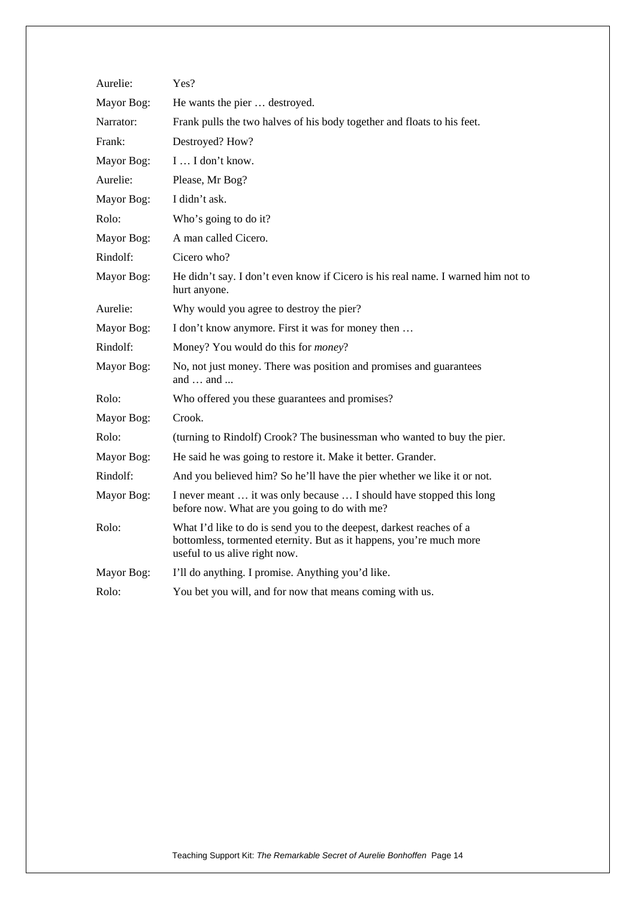Aurelie: Yes?

Mayor Bog: He wants the pier … destroyed.

Narrator: Frank pulls the two halves of his body together and floats to his feet.

Frank: Destroyed? How?

Mayor Bog: I … I don't know.

Aurelie: Please, Mr Bog?

Mayor Bog: I didn't ask.

Rolo: Who's going to do it?

Mayor Bog: A man called Cicero.

Rindolf: Cicero who?

Mayor Bog: He didn't say. I don't even know if Cicero is his real name. I warned him not to hurt anyone.

Aurelie: Why would you agree to destroy the pier?

Mayor Bog: I don't know anymore. First it was for money then …

Rindolf: Money? You would do this for *money*?

Mayor Bog: No, not just money. There was position and promises and guarantees and … and ...

Rolo: Who offered you these guarantees and promises?

Mayor Bog: Crook.

Rolo: (turning to Rindolf) Crook? The businessman who wanted to buy the pier.

Mayor Bog: He said he was going to restore it. Make it better. Grander.

Rindolf: And you believed him? So he'll have the pier whether we like it or not.

Mayor Bog: I never meant … it was only because … I should have stopped this long before now. What are you going to do with me?

Rolo: What I'd like to do is send you to the deepest, darkest reaches of a bottomless, tormented eternity. But as it happens, you're much more useful to us alive right now.

Mayor Bog: I'll do anything. I promise. Anything you'd like.

Rolo: You bet you will, and for now that means coming with us.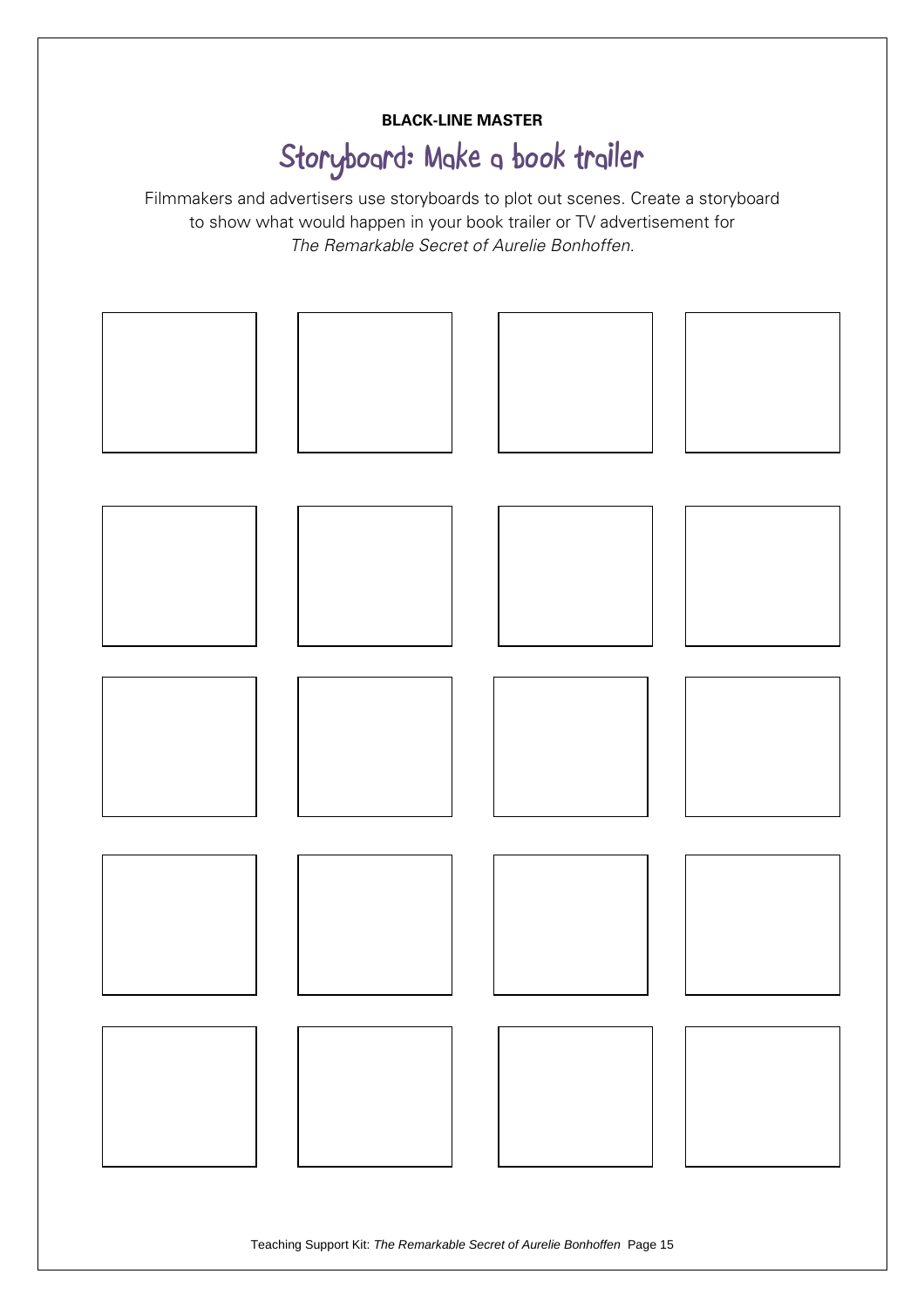**BLACK-LINE MASTER**

# Storyboard: Make a book trailer

Filmmakers and advertisers use storyboards to plot out scenes. Create a storyboard to show what would happen in your book trailer or TV advertisement for *The Remarkable Secret of Aurelie Bonhoffen.*

| | | | |
|---|---|---|---|
| | | | |
| | | | |
| | | | |
| | | | |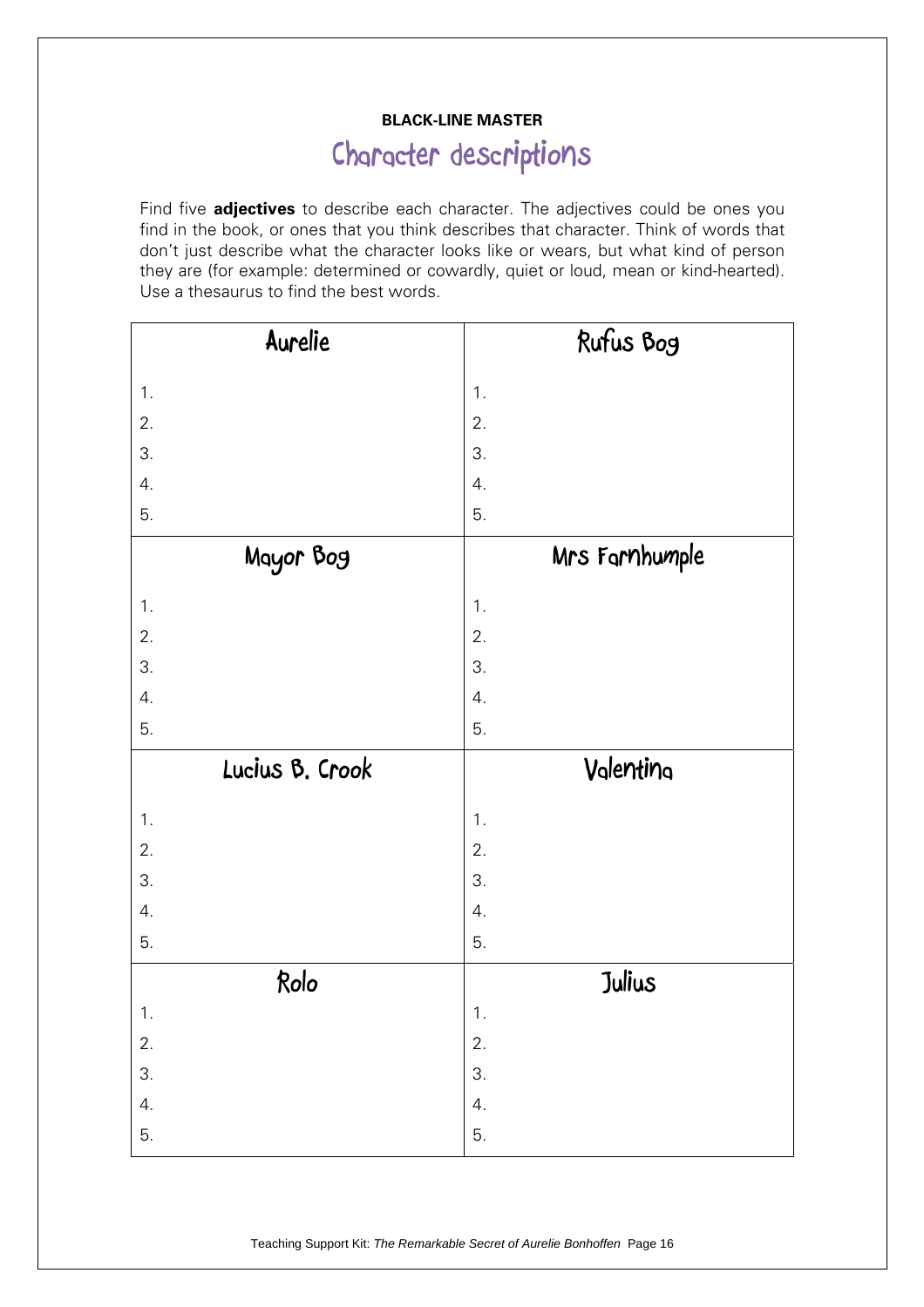**BLACK-LINE MASTER**

# Character descriptions

Find five **adjectives** to describe each character. The adjectives could be ones you find in the book, or ones that you think describes that character. Think of words that don't just describe what the character looks like or wears, but what kind of person they are (for example: determined or cowardly, quiet or loud, mean or kind-hearted). Use a thesaurus to find the best words.

| Aurelie | Rufus Bog |
|---|---|
| 1. | 1. |
| 2. | 2. |
| 3. | 3. |
| 4. | 4. |
| 5. | 5. |
| **Mayor Bog** | **Mrs Farnhumple** |
| 1. | 1. |
| 2. | 2. |
| 3. | 3. |
| 4. | 4. |
| 5. | 5. |
| **Lucius B. Crook** | **Valentina** |
| 1. | 1. |
| 2. | 2. |
| 3. | 3. |
| 4. | 4. |
| 5. | 5. |
| **Rolo** | **Julius** |
| 1. | 1. |
| 2. | 2. |
| 3. | 3. |
| 4. | 4. |
| 5. | 5. |